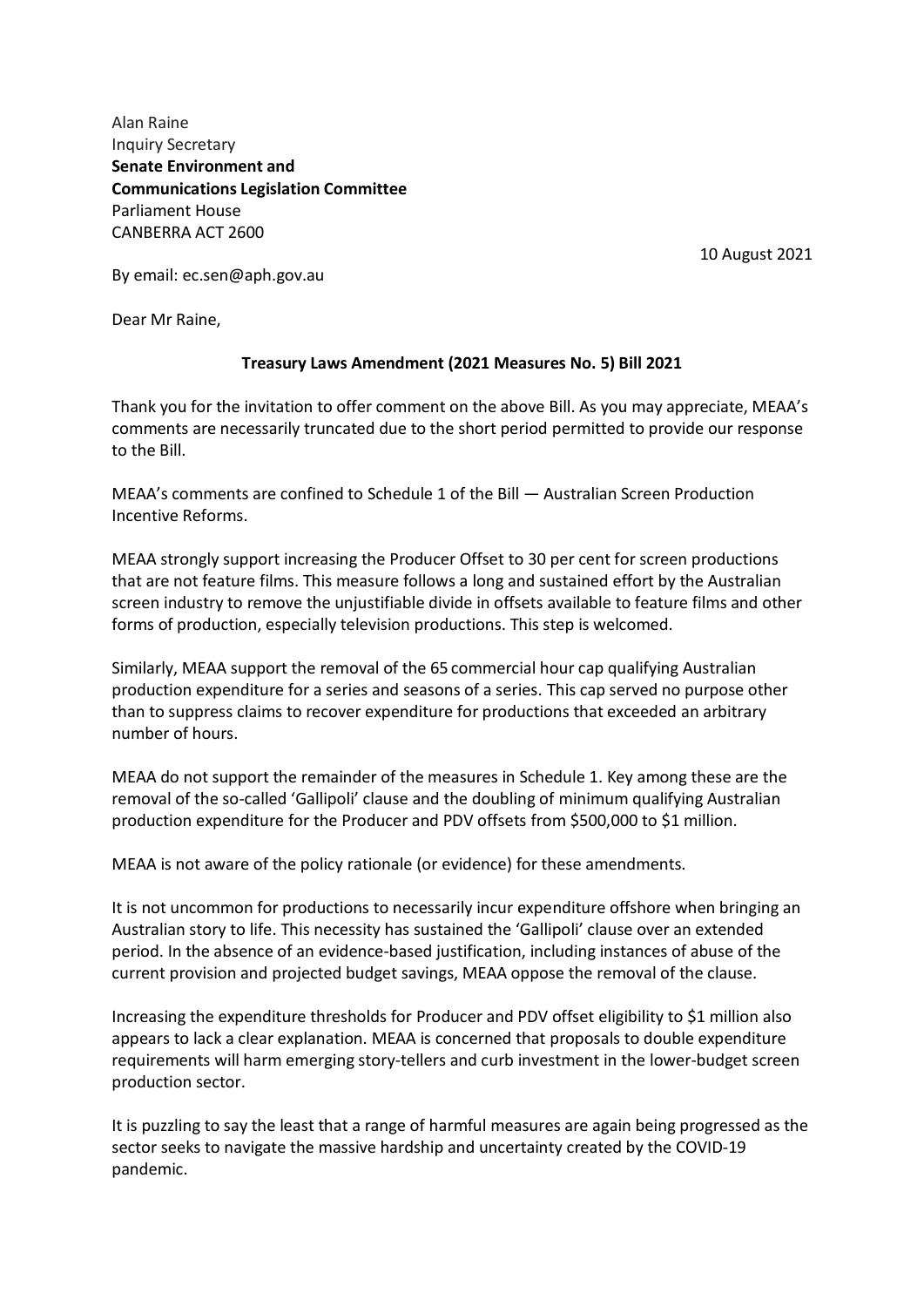Alan Raine
Inquiry Secretary
**Senate Environment and Communications Legislation Committee**
Parliament House
CANBERRA ACT 2600

10 August 2021

By email: ec.sen@aph.gov.au

Dear Mr Raine,

**Treasury Laws Amendment (2021 Measures No. 5) Bill 2021**

Thank you for the invitation to offer comment on the above Bill. As you may appreciate, MEAA's comments are necessarily truncated due to the short period permitted to provide our response to the Bill.

MEAA's comments are confined to Schedule 1 of the Bill — Australian Screen Production Incentive Reforms.

MEAA strongly support increasing the Producer Offset to 30 per cent for screen productions that are not feature films. This measure follows a long and sustained effort by the Australian screen industry to remove the unjustifiable divide in offsets available to feature films and other forms of production, especially television productions. This step is welcomed.

Similarly, MEAA support the removal of the 65 commercial hour cap qualifying Australian production expenditure for a series and seasons of a series. This cap served no purpose other than to suppress claims to recover expenditure for productions that exceeded an arbitrary number of hours.

MEAA do not support the remainder of the measures in Schedule 1. Key among these are the removal of the so-called 'Gallipoli' clause and the doubling of minimum qualifying Australian production expenditure for the Producer and PDV offsets from $500,000 to $1 million.

MEAA is not aware of the policy rationale (or evidence) for these amendments.

It is not uncommon for productions to necessarily incur expenditure offshore when bringing an Australian story to life. This necessity has sustained the 'Gallipoli' clause over an extended period. In the absence of an evidence-based justification, including instances of abuse of the current provision and projected budget savings, MEAA oppose the removal of the clause.

Increasing the expenditure thresholds for Producer and PDV offset eligibility to $1 million also appears to lack a clear explanation. MEAA is concerned that proposals to double expenditure requirements will harm emerging story-tellers and curb investment in the lower-budget screen production sector.

It is puzzling to say the least that a range of harmful measures are again being progressed as the sector seeks to navigate the massive hardship and uncertainty created by the COVID-19 pandemic.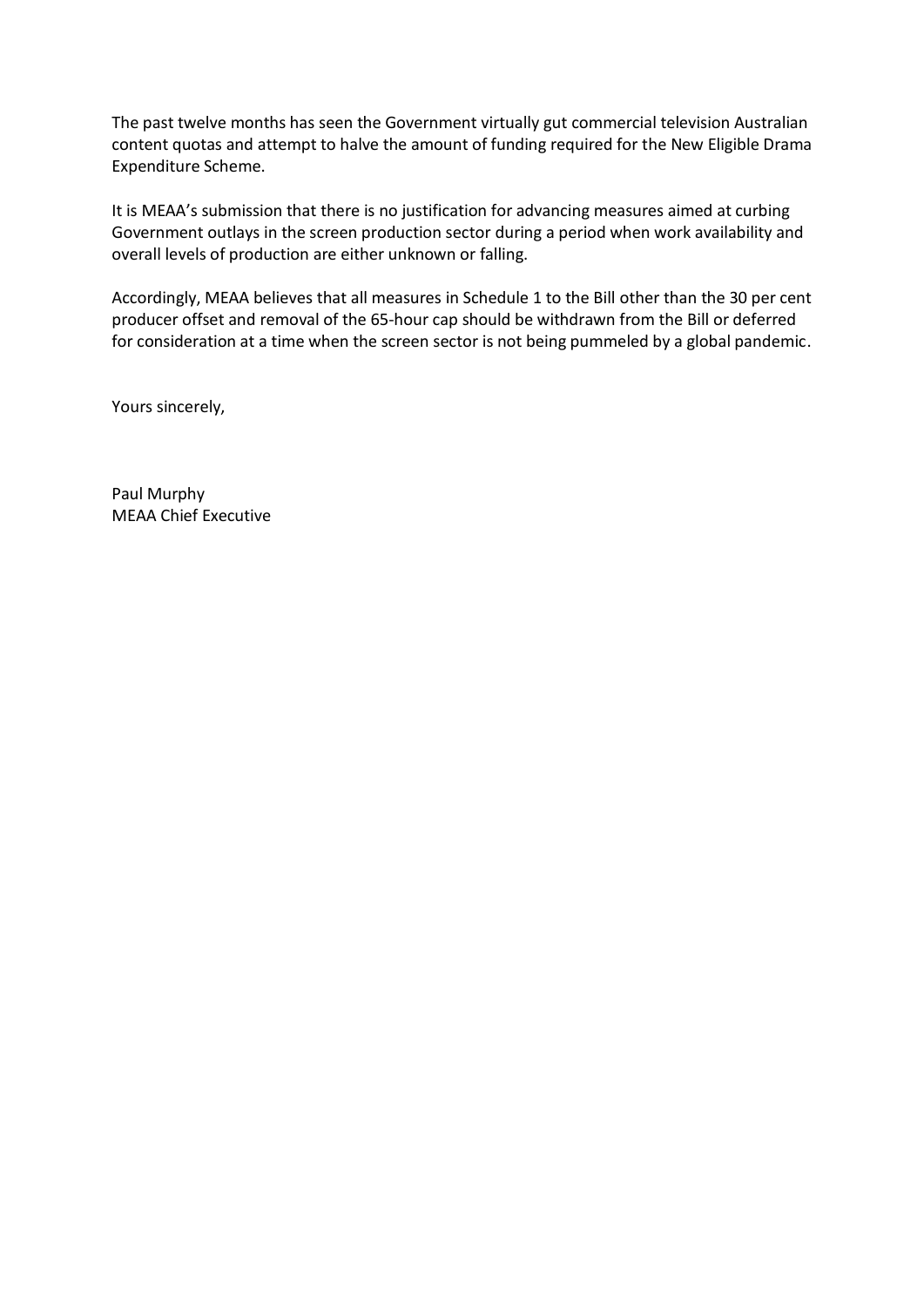The past twelve months has seen the Government virtually gut commercial television Australian content quotas and attempt to halve the amount of funding required for the New Eligible Drama Expenditure Scheme.

It is MEAA's submission that there is no justification for advancing measures aimed at curbing Government outlays in the screen production sector during a period when work availability and overall levels of production are either unknown or falling.

Accordingly, MEAA believes that all measures in Schedule 1 to the Bill other than the 30 per cent producer offset and removal of the 65-hour cap should be withdrawn from the Bill or deferred for consideration at a time when the screen sector is not being pummeled by a global pandemic.

Yours sincerely,

Paul Murphy
MEAA Chief Executive